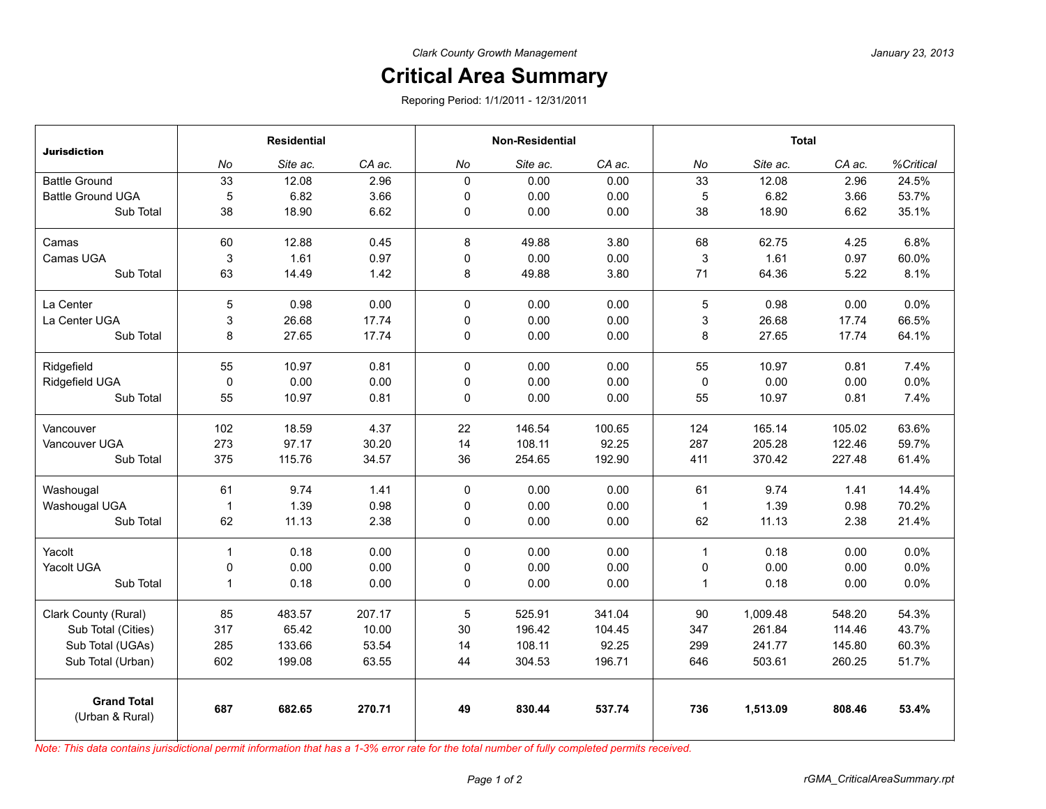*Clark County Growth Management*

January 23, 2013

# Critical Area Summary

Reporing Period: 1/1/2011 - 12/31/2011

| Jurisdiction | Residential | | | Non-Residential | | | Total | | | |
|---|---|---|---|---|---|---|---|---|---|---|
| | No | Site ac. | CA ac. | No | Site ac. | CA ac. | No | Site ac. | CA ac. | %Critical |
| Battle Ground | 33 | 12.08 | 2.96 | 0 | 0.00 | 0.00 | 33 | 12.08 | 2.96 | 24.5% |
| Battle Ground UGA | 5 | 6.82 | 3.66 | 0 | 0.00 | 0.00 | 5 | 6.82 | 3.66 | 53.7% |
| Sub Total | 38 | 18.90 | 6.62 | 0 | 0.00 | 0.00 | 38 | 18.90 | 6.62 | 35.1% |
| Camas | 60 | 12.88 | 0.45 | 8 | 49.88 | 3.80 | 68 | 62.75 | 4.25 | 6.8% |
| Camas UGA | 3 | 1.61 | 0.97 | 0 | 0.00 | 0.00 | 3 | 1.61 | 0.97 | 60.0% |
| Sub Total | 63 | 14.49 | 1.42 | 8 | 49.88 | 3.80 | 71 | 64.36 | 5.22 | 8.1% |
| La Center | 5 | 0.98 | 0.00 | 0 | 0.00 | 0.00 | 5 | 0.98 | 0.00 | 0.0% |
| La Center UGA | 3 | 26.68 | 17.74 | 0 | 0.00 | 0.00 | 3 | 26.68 | 17.74 | 66.5% |
| Sub Total | 8 | 27.65 | 17.74 | 0 | 0.00 | 0.00 | 8 | 27.65 | 17.74 | 64.1% |
| Ridgefield | 55 | 10.97 | 0.81 | 0 | 0.00 | 0.00 | 55 | 10.97 | 0.81 | 7.4% |
| Ridgefield UGA | 0 | 0.00 | 0.00 | 0 | 0.00 | 0.00 | 0 | 0.00 | 0.00 | 0.0% |
| Sub Total | 55 | 10.97 | 0.81 | 0 | 0.00 | 0.00 | 55 | 10.97 | 0.81 | 7.4% |
| Vancouver | 102 | 18.59 | 4.37 | 22 | 146.54 | 100.65 | 124 | 165.14 | 105.02 | 63.6% |
| Vancouver UGA | 273 | 97.17 | 30.20 | 14 | 108.11 | 92.25 | 287 | 205.28 | 122.46 | 59.7% |
| Sub Total | 375 | 115.76 | 34.57 | 36 | 254.65 | 192.90 | 411 | 370.42 | 227.48 | 61.4% |
| Washougal | 61 | 9.74 | 1.41 | 0 | 0.00 | 0.00 | 61 | 9.74 | 1.41 | 14.4% |
| Washougal UGA | 1 | 1.39 | 0.98 | 0 | 0.00 | 0.00 | 1 | 1.39 | 0.98 | 70.2% |
| Sub Total | 62 | 11.13 | 2.38 | 0 | 0.00 | 0.00 | 62 | 11.13 | 2.38 | 21.4% |
| Yacolt | 1 | 0.18 | 0.00 | 0 | 0.00 | 0.00 | 1 | 0.18 | 0.00 | 0.0% |
| Yacolt UGA | 0 | 0.00 | 0.00 | 0 | 0.00 | 0.00 | 0 | 0.00 | 0.00 | 0.0% |
| Sub Total | 1 | 0.18 | 0.00 | 0 | 0.00 | 0.00 | 1 | 0.18 | 0.00 | 0.0% |
| Clark County (Rural) | 85 | 483.57 | 207.17 | 5 | 525.91 | 341.04 | 90 | 1,009.48 | 548.20 | 54.3% |
| Sub Total (Cities) | 317 | 65.42 | 10.00 | 30 | 196.42 | 104.45 | 347 | 261.84 | 114.46 | 43.7% |
| Sub Total (UGAs) | 285 | 133.66 | 53.54 | 14 | 108.11 | 92.25 | 299 | 241.77 | 145.80 | 60.3% |
| Sub Total (Urban) | 602 | 199.08 | 63.55 | 44 | 304.53 | 196.71 | 646 | 503.61 | 260.25 | 51.7% |
| **Grand Total** (Urban & Rural) | **687** | **682.65** | **270.71** | **49** | **830.44** | **537.74** | **736** | **1,513.09** | **808.46** | **53.4%** |

*Note: This data contains jurisdictional permit information that has a 1-3% error rate for the total number of fully completed permits received.*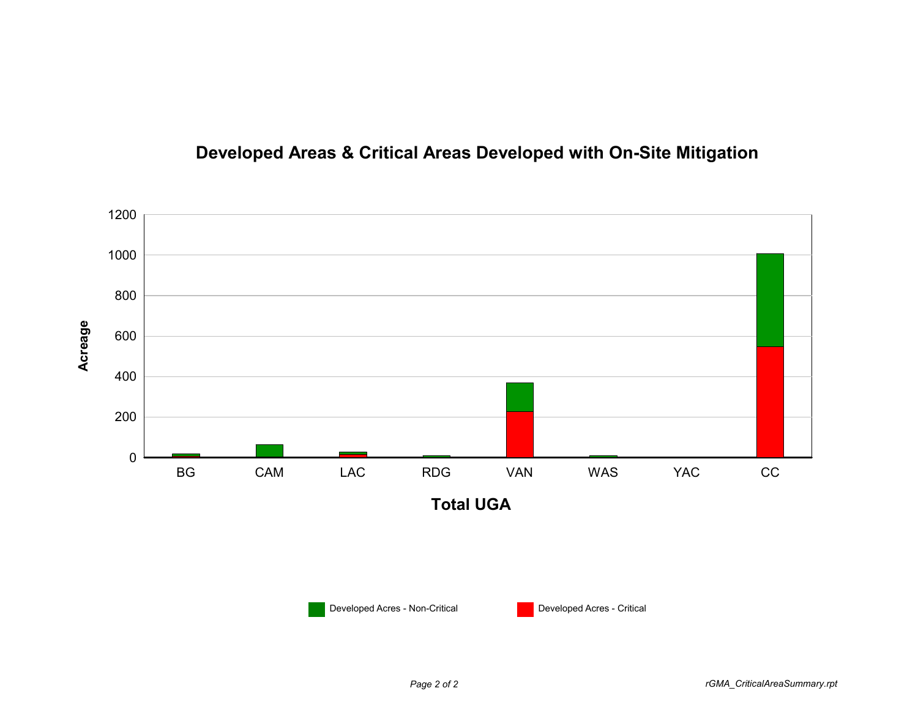## Developed Areas & Critical Areas Developed with On-Site Mitigation

Acreage

1200
1000
800
600
400
200
0

BG CAM LAC RDG VAN WAS YAC CC

**Total UGA**

Developed Acres - Non-Critical

Developed Acres - Critical

*rGMA_CriticalAreaSummary.rpt*